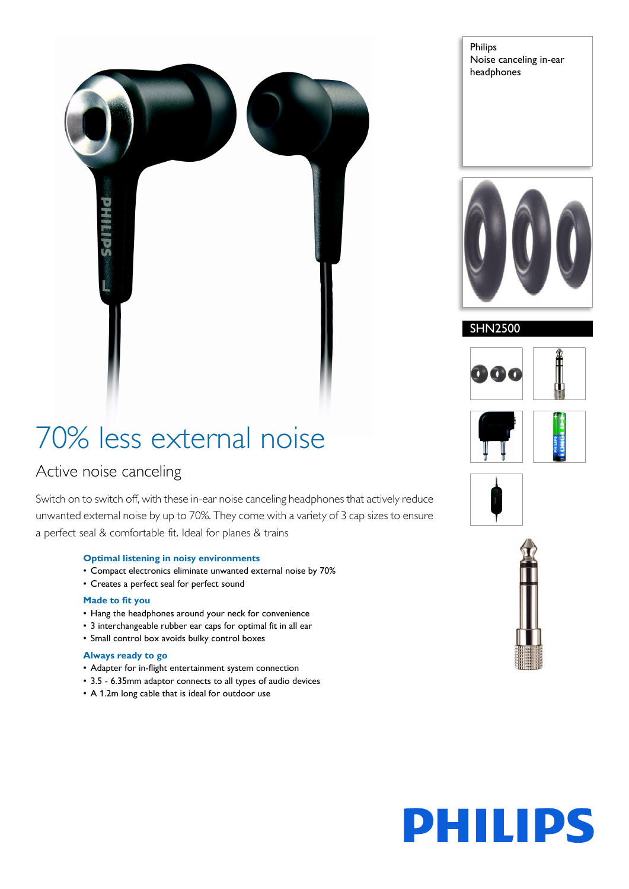Philips
Noise canceling in-ear headphones

SHN2500

# 70% less external noise

## Active noise canceling

Switch on to switch off, with these in-ear noise canceling headphones that actively reduce unwanted external noise by up to 70%. They come with a variety of 3 cap sizes to ensure a perfect seal & comfortable fit. Ideal for planes & trains

### Optimal listening in noisy environments

- Compact electronics eliminate unwanted external noise by 70%
- Creates a perfect seal for perfect sound

### Made to fit you

- Hang the headphones around your neck for convenience
- 3 interchangeable rubber ear caps for optimal fit in all ear
- Small control box avoids bulky control boxes

### Always ready to go

- Adapter for in-flight entertainment system connection
- 3.5 - 6.35mm adaptor connects to all types of audio devices
- A 1.2m long cable that is ideal for outdoor use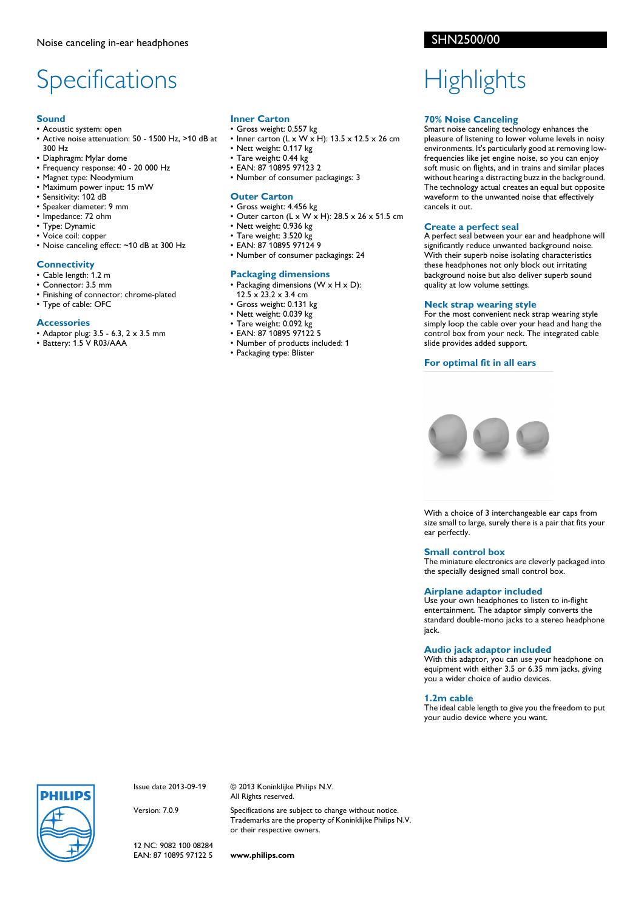Noise canceling in-ear headphones

SHN2500/00

# Specifications

## Sound

- Acoustic system: open
- Active noise attenuation: 50 - 1500 Hz, >10 dB at 300 Hz
- Diaphragm: Mylar dome
- Frequency response: 40 - 20 000 Hz
- Magnet type: Neodymium
- Maximum power input: 15 mW
- Sensitivity: 102 dB
- Speaker diameter: 9 mm
- Impedance: 72 ohm
- Type: Dynamic
- Voice coil: copper
- Noise canceling effect: ~10 dB at 300 Hz

## Connectivity

- Cable length: 1.2 m
- Connector: 3.5 mm
- Finishing of connector: chrome-plated
- Type of cable: OFC

## Accessories

- Adaptor plug: 3.5 - 6.3, 2 x 3.5 mm
- Battery: 1.5 V R03/AAA

## Inner Carton

- Gross weight: 0.557 kg
- Inner carton (L x W x H): 13.5 x 12.5 x 26 cm
- Nett weight: 0.117 kg
- Tare weight: 0.44 kg
- EAN: 87 10895 97123 2
- Number of consumer packagings: 3

## Outer Carton

- Gross weight: 4.456 kg
- Outer carton (L x W x H): 28.5 x 26 x 51.5 cm
- Nett weight: 0.936 kg
- Tare weight: 3.520 kg
- EAN: 87 10895 97124 9
- Number of consumer packagings: 24

## Packaging dimensions

- Packaging dimensions (W x H x D): 12.5 x 23.2 x 3.4 cm
- Gross weight: 0.131 kg
- Nett weight: 0.039 kg
- Tare weight: 0.092 kg
- EAN: 87 10895 97122 5
- Number of products included: 1
- Packaging type: Blister

# Highlights

## 70% Noise Canceling

Smart noise canceling technology enhances the pleasure of listening to lower volume levels in noisy environments. It's particularly good at removing low-frequencies like jet engine noise, so you can enjoy soft music on flights, and in trains and similar places without hearing a distracting buzz in the background. The technology actual creates an equal but opposite waveform to the unwanted noise that effectively cancels it out.

## Create a perfect seal

A perfect seal between your ear and headphone will significantly reduce unwanted background noise. With their superb noise isolating characteristics these headphones not only block out irritating background noise but also deliver superb sound quality at low volume settings.

## Neck strap wearing style

For the most convenient neck strap wearing style simply loop the cable over your head and hang the control box from your neck. The integrated cable slide provides added support.

## For optimal fit in all ears

With a choice of 3 interchangeable ear caps from size small to large, surely there is a pair that fits your ear perfectly.

## Small control box

The miniature electronics are cleverly packaged into the specially designed small control box.

## Airplane adaptor included

Use your own headphones to listen to in-flight entertainment. The adaptor simply converts the standard double-mono jacks to a stereo headphone jack.

## Audio jack adaptor included

With this adaptor, you can use your headphone on equipment with either 3.5 or 6.35 mm jacks, giving you a wider choice of audio devices.

## 1.2m cable

The ideal cable length to give you the freedom to put your audio device where you want.

PHILIPS

Issue date 2013-09-19

Version: 7.0.9

12 NC: 9082 100 08284
EAN: 87 10895 97122 5

© 2013 Koninklijke Philips N.V.
All Rights reserved.

Specifications are subject to change without notice. Trademarks are the property of Koninklijke Philips N.V. or their respective owners.

www.philips.com